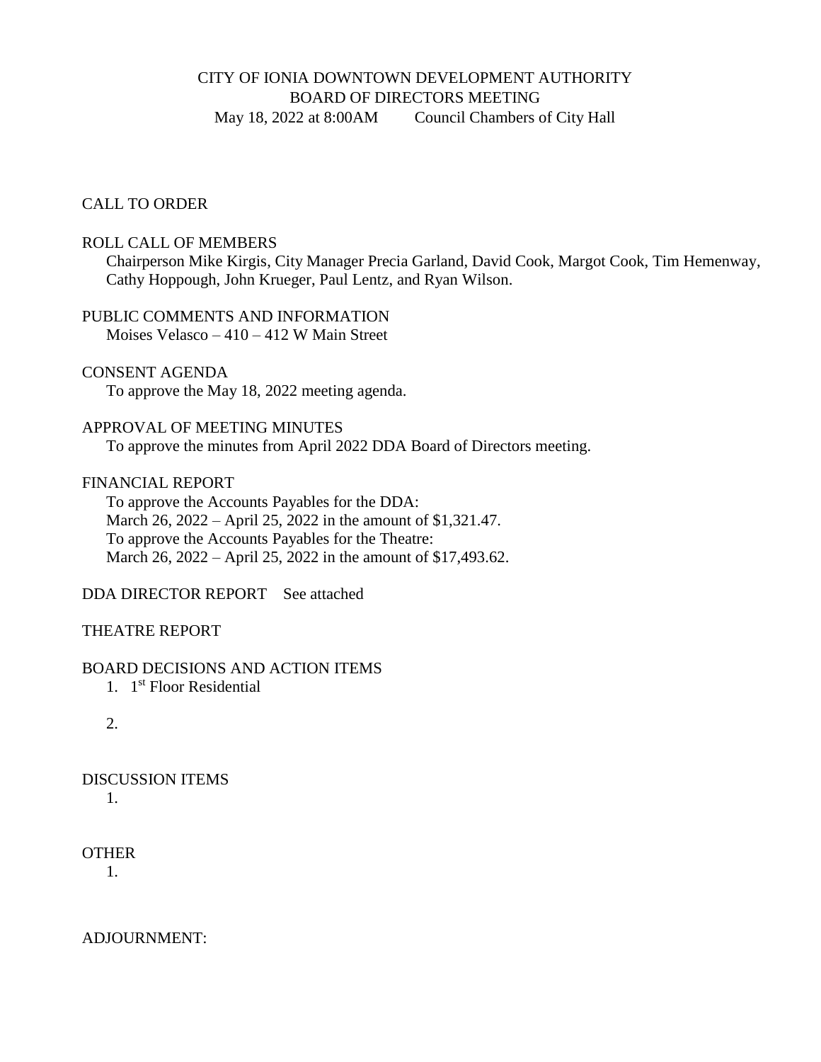# CITY OF IONIA DOWNTOWN DEVELOPMENT AUTHORITY
## BOARD OF DIRECTORS MEETING
May 18, 2022 at 8:00AM    Council Chambers of City Hall

CALL TO ORDER

ROLL CALL OF MEMBERS

Chairperson Mike Kirgis, City Manager Precia Garland, David Cook, Margot Cook, Tim Hemenway, Cathy Hoppough, John Krueger, Paul Lentz, and Ryan Wilson.

PUBLIC COMMENTS AND INFORMATION

Moises Velasco – 410 – 412 W Main Street

CONSENT AGENDA

To approve the May 18, 2022 meeting agenda.

APPROVAL OF MEETING MINUTES

To approve the minutes from April 2022 DDA Board of Directors meeting.

FINANCIAL REPORT

To approve the Accounts Payables for the DDA:
March 26, 2022 – April 25, 2022 in the amount of $1,321.47.
To approve the Accounts Payables for the Theatre:
March 26, 2022 – April 25, 2022 in the amount of $17,493.62.

DDA DIRECTOR REPORT    See attached

THEATRE REPORT

BOARD DECISIONS AND ACTION ITEMS

1. 1st Floor Residential

2.

DISCUSSION ITEMS

1.

OTHER

1.

ADJOURNMENT: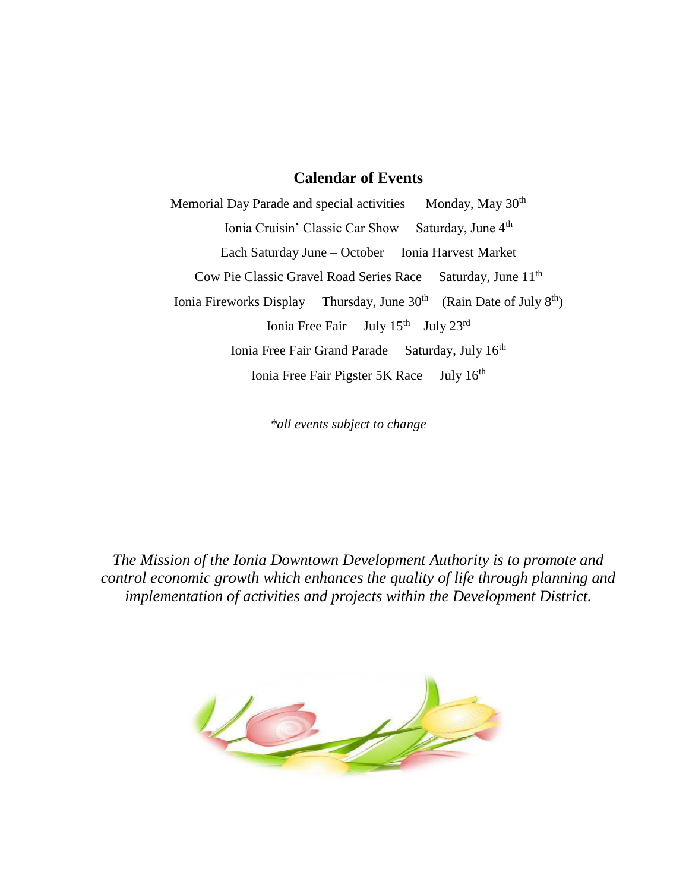## Calendar of Events

Memorial Day Parade and special activities Monday, May 30th

Ionia Cruisin' Classic Car Show Saturday, June 4th

Each Saturday June – October Ionia Harvest Market

Cow Pie Classic Gravel Road Series Race Saturday, June 11th

Ionia Fireworks Display Thursday, June 30th (Rain Date of July 8th)

Ionia Free Fair July 15th – July 23rd

Ionia Free Fair Grand Parade Saturday, July 16th

Ionia Free Fair Pigster 5K Race July 16th

*\*all events subject to change*

*The Mission of the Ionia Downtown Development Authority is to promote and control economic growth which enhances the quality of life through planning and implementation of activities and projects within the Development District.*